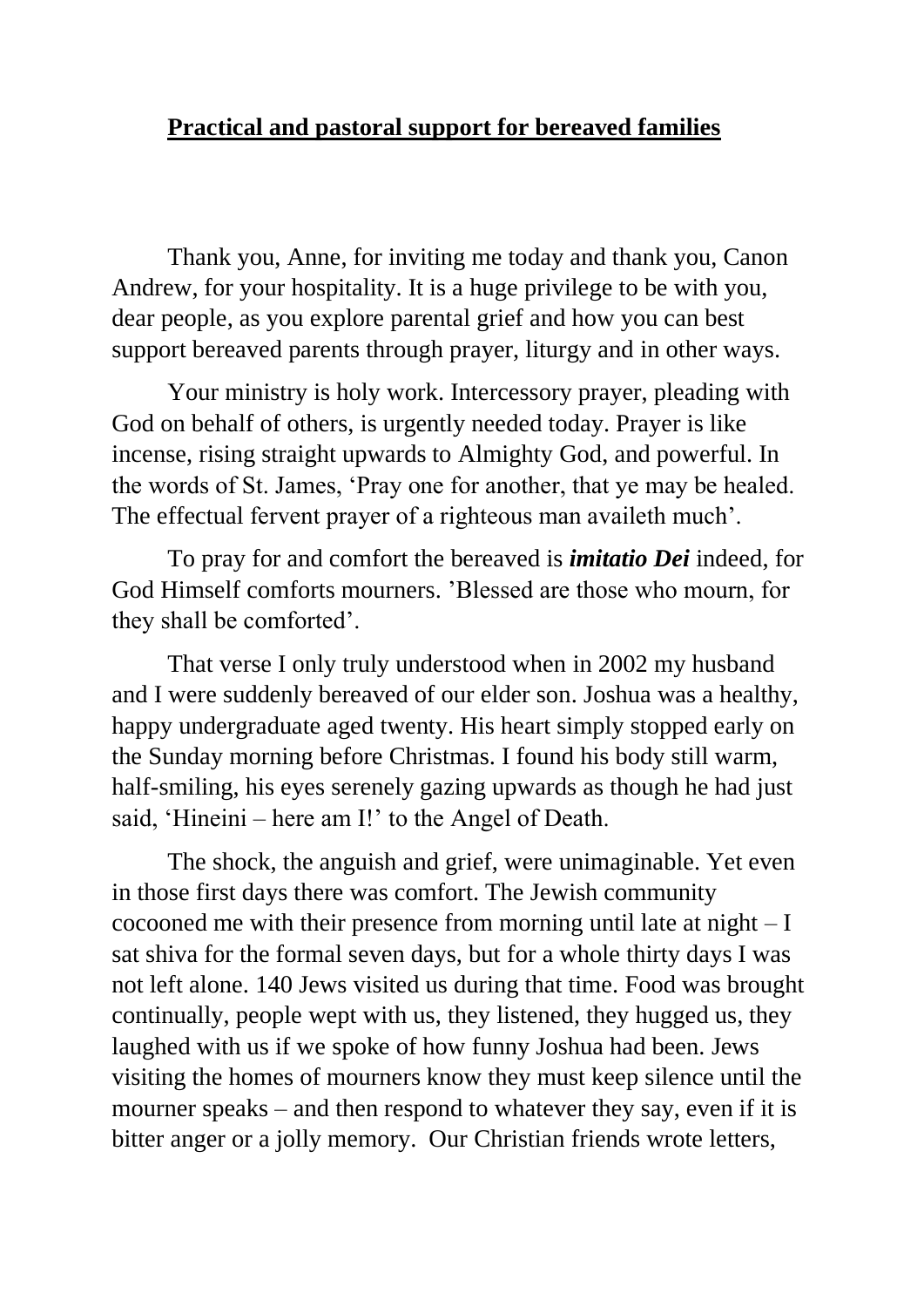## **Practical and pastoral support for bereaved families**

Thank you, Anne, for inviting me today and thank you, Canon Andrew, for your hospitality. It is a huge privilege to be with you, dear people, as you explore parental grief and how you can best support bereaved parents through prayer, liturgy and in other ways.

Your ministry is holy work. Intercessory prayer, pleading with God on behalf of others, is urgently needed today. Prayer is like incense, rising straight upwards to Almighty God, and powerful. In the words of St. James, 'Pray one for another, that ye may be healed. The effectual fervent prayer of a righteous man availeth much'.

To pray for and comfort the bereaved is ***imitatio Dei*** indeed, for God Himself comforts mourners. 'Blessed are those who mourn, for they shall be comforted'.

That verse I only truly understood when in 2002 my husband and I were suddenly bereaved of our elder son. Joshua was a healthy, happy undergraduate aged twenty. His heart simply stopped early on the Sunday morning before Christmas. I found his body still warm, half-smiling, his eyes serenely gazing upwards as though he had just said, 'Hineini – here am I!' to the Angel of Death.

The shock, the anguish and grief, were unimaginable. Yet even in those first days there was comfort. The Jewish community cocooned me with their presence from morning until late at night – I sat shiva for the formal seven days, but for a whole thirty days I was not left alone. 140 Jews visited us during that time. Food was brought continually, people wept with us, they listened, they hugged us, they laughed with us if we spoke of how funny Joshua had been. Jews visiting the homes of mourners know they must keep silence until the mourner speaks – and then respond to whatever they say, even if it is bitter anger or a jolly memory. Our Christian friends wrote letters,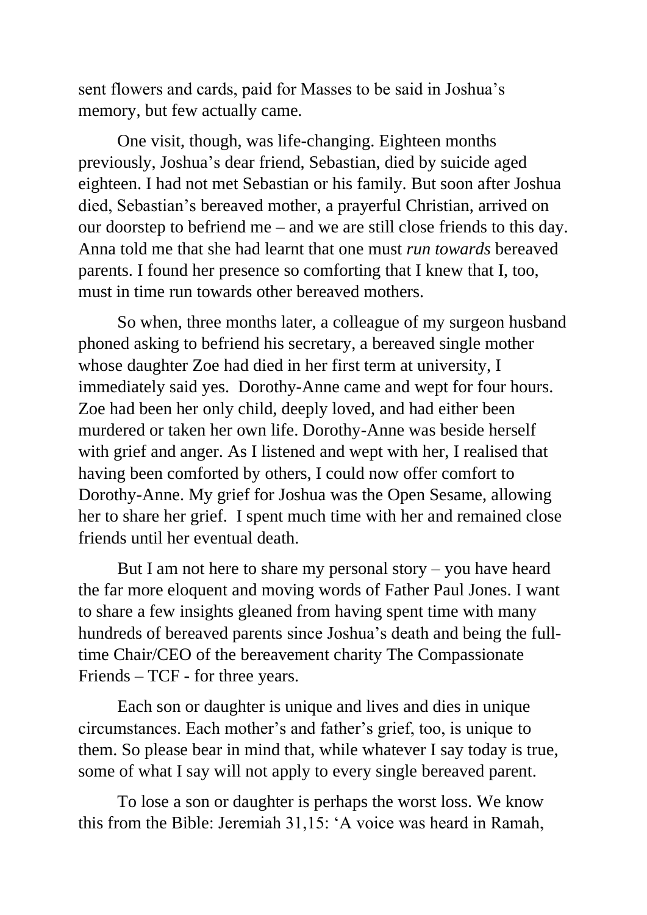sent flowers and cards, paid for Masses to be said in Joshua's memory, but few actually came.

One visit, though, was life-changing. Eighteen months previously, Joshua's dear friend, Sebastian, died by suicide aged eighteen. I had not met Sebastian or his family. But soon after Joshua died, Sebastian's bereaved mother, a prayerful Christian, arrived on our doorstep to befriend me – and we are still close friends to this day. Anna told me that she had learnt that one must *run towards* bereaved parents. I found her presence so comforting that I knew that I, too, must in time run towards other bereaved mothers.

So when, three months later, a colleague of my surgeon husband phoned asking to befriend his secretary, a bereaved single mother whose daughter Zoe had died in her first term at university, I immediately said yes. Dorothy-Anne came and wept for four hours. Zoe had been her only child, deeply loved, and had either been murdered or taken her own life. Dorothy-Anne was beside herself with grief and anger. As I listened and wept with her, I realised that having been comforted by others, I could now offer comfort to Dorothy-Anne. My grief for Joshua was the Open Sesame, allowing her to share her grief. I spent much time with her and remained close friends until her eventual death.

But I am not here to share my personal story – you have heard the far more eloquent and moving words of Father Paul Jones. I want to share a few insights gleaned from having spent time with many hundreds of bereaved parents since Joshua's death and being the full-time Chair/CEO of the bereavement charity The Compassionate Friends – TCF - for three years.

Each son or daughter is unique and lives and dies in unique circumstances. Each mother's and father's grief, too, is unique to them. So please bear in mind that, while whatever I say today is true, some of what I say will not apply to every single bereaved parent.

To lose a son or daughter is perhaps the worst loss. We know this from the Bible: Jeremiah 31,15: 'A voice was heard in Ramah,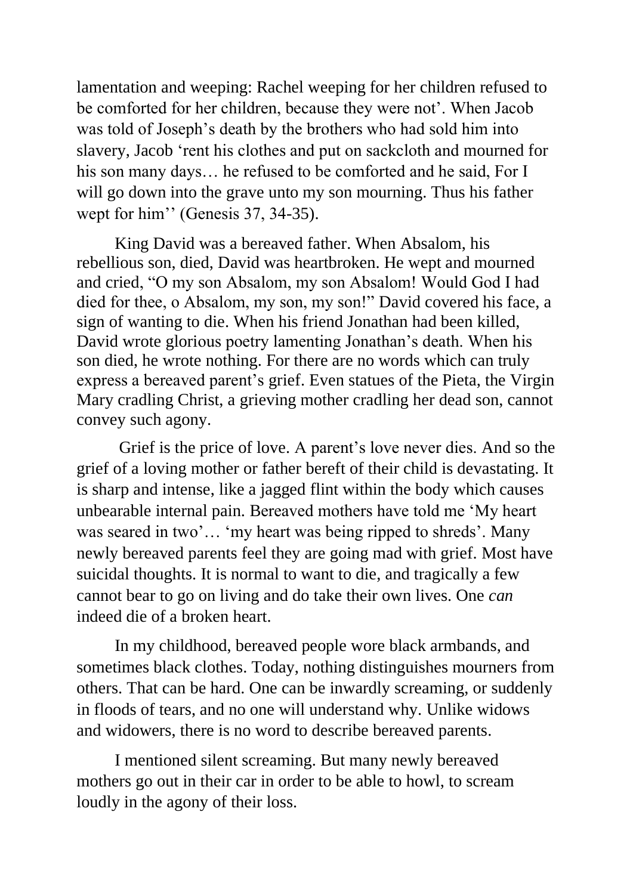lamentation and weeping: Rachel weeping for her children refused to be comforted for her children, because they were not'. When Jacob was told of Joseph's death by the brothers who had sold him into slavery, Jacob 'rent his clothes and put on sackcloth and mourned for his son many days… he refused to be comforted and he said, For I will go down into the grave unto my son mourning. Thus his father wept for him'' (Genesis 37, 34-35).

King David was a bereaved father. When Absalom, his rebellious son, died, David was heartbroken. He wept and mourned and cried, "O my son Absalom, my son Absalom! Would God I had died for thee, o Absalom, my son, my son!" David covered his face, a sign of wanting to die. When his friend Jonathan had been killed, David wrote glorious poetry lamenting Jonathan's death. When his son died, he wrote nothing. For there are no words which can truly express a bereaved parent's grief. Even statues of the Pieta, the Virgin Mary cradling Christ, a grieving mother cradling her dead son, cannot convey such agony.

Grief is the price of love. A parent's love never dies. And so the grief of a loving mother or father bereft of their child is devastating. It is sharp and intense, like a jagged flint within the body which causes unbearable internal pain. Bereaved mothers have told me 'My heart was seared in two'… 'my heart was being ripped to shreds'. Many newly bereaved parents feel they are going mad with grief. Most have suicidal thoughts. It is normal to want to die, and tragically a few cannot bear to go on living and do take their own lives. One *can* indeed die of a broken heart.

In my childhood, bereaved people wore black armbands, and sometimes black clothes. Today, nothing distinguishes mourners from others. That can be hard. One can be inwardly screaming, or suddenly in floods of tears, and no one will understand why. Unlike widows and widowers, there is no word to describe bereaved parents.

I mentioned silent screaming. But many newly bereaved mothers go out in their car in order to be able to howl, to scream loudly in the agony of their loss.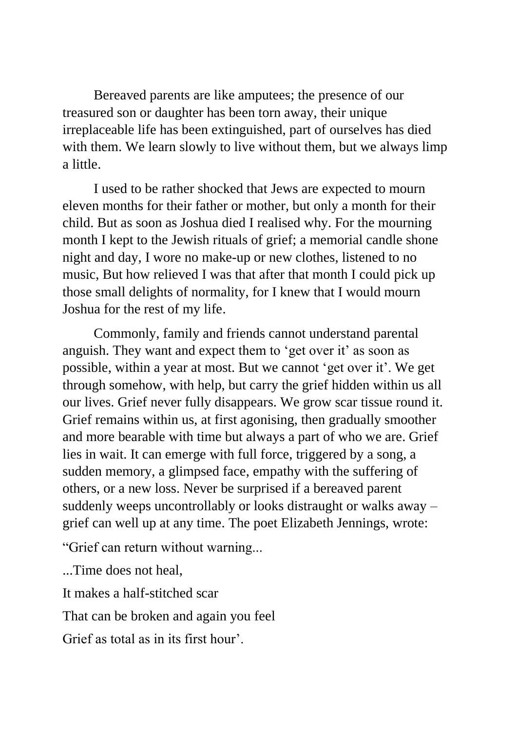Bereaved parents are like amputees; the presence of our treasured son or daughter has been torn away, their unique irreplaceable life has been extinguished, part of ourselves has died with them. We learn slowly to live without them, but we always limp a little.

I used to be rather shocked that Jews are expected to mourn eleven months for their father or mother, but only a month for their child. But as soon as Joshua died I realised why. For the mourning month I kept to the Jewish rituals of grief; a memorial candle shone night and day, I wore no make-up or new clothes, listened to no music, But how relieved I was that after that month I could pick up those small delights of normality, for I knew that I would mourn Joshua for the rest of my life.

Commonly, family and friends cannot understand parental anguish. They want and expect them to 'get over it' as soon as possible, within a year at most. But we cannot 'get over it'. We get through somehow, with help, but carry the grief hidden within us all our lives. Grief never fully disappears. We grow scar tissue round it. Grief remains within us, at first agonising, then gradually smoother and more bearable with time but always a part of who we are. Grief lies in wait. It can emerge with full force, triggered by a song, a sudden memory, a glimpsed face, empathy with the suffering of others, or a new loss. Never be surprised if a bereaved parent suddenly weeps uncontrollably or looks distraught or walks away – grief can well up at any time. The poet Elizabeth Jennings, wrote:

"Grief can return without warning...

...Time does not heal,

It makes a half-stitched scar

That can be broken and again you feel

Grief as total as in its first hour'.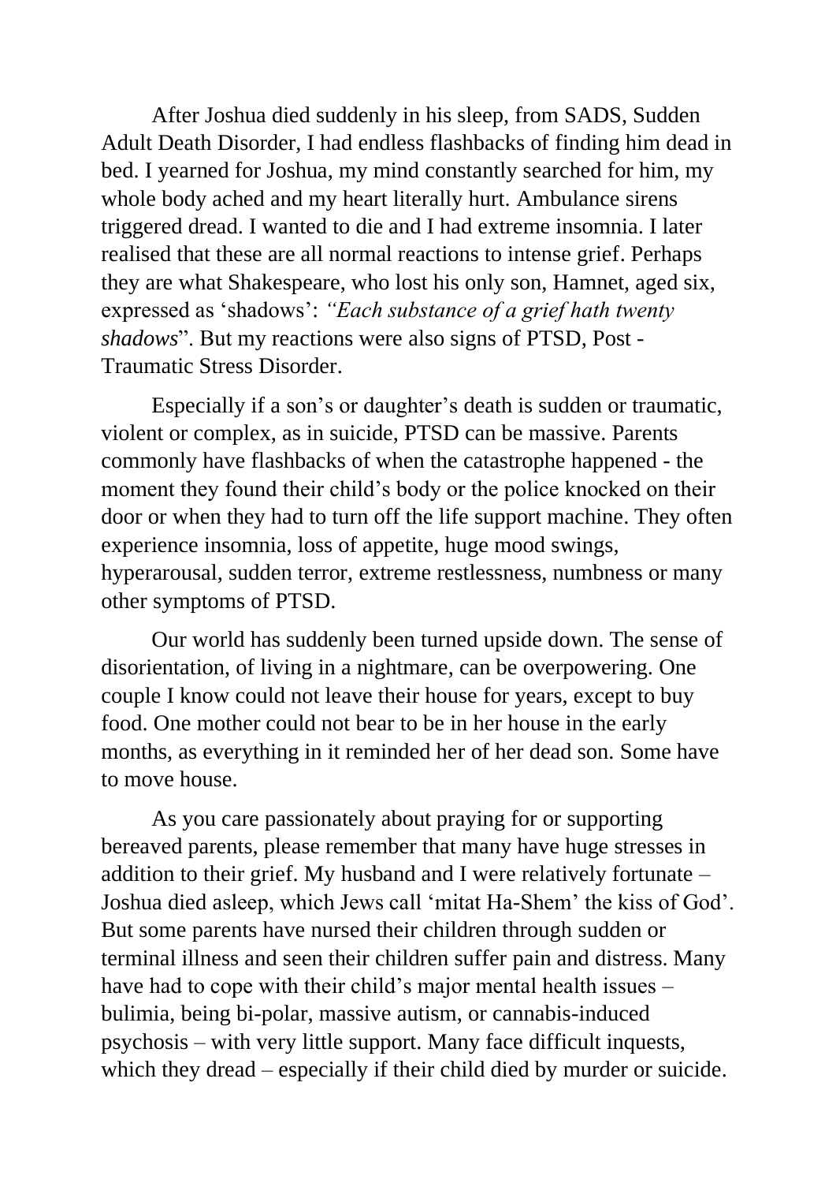After Joshua died suddenly in his sleep, from SADS, Sudden Adult Death Disorder, I had endless flashbacks of finding him dead in bed. I yearned for Joshua, my mind constantly searched for him, my whole body ached and my heart literally hurt. Ambulance sirens triggered dread. I wanted to die and I had extreme insomnia. I later realised that these are all normal reactions to intense grief. Perhaps they are what Shakespeare, who lost his only son, Hamnet, aged six, expressed as 'shadows': *"Each substance of a grief hath twenty shadows*". But my reactions were also signs of PTSD, Post - Traumatic Stress Disorder.

Especially if a son's or daughter's death is sudden or traumatic, violent or complex, as in suicide, PTSD can be massive. Parents commonly have flashbacks of when the catastrophe happened - the moment they found their child's body or the police knocked on their door or when they had to turn off the life support machine. They often experience insomnia, loss of appetite, huge mood swings, hyperarousal, sudden terror, extreme restlessness, numbness or many other symptoms of PTSD.

Our world has suddenly been turned upside down. The sense of disorientation, of living in a nightmare, can be overpowering. One couple I know could not leave their house for years, except to buy food. One mother could not bear to be in her house in the early months, as everything in it reminded her of her dead son. Some have to move house.

As you care passionately about praying for or supporting bereaved parents, please remember that many have huge stresses in addition to their grief. My husband and I were relatively fortunate – Joshua died asleep, which Jews call 'mitat Ha-Shem' the kiss of God'. But some parents have nursed their children through sudden or terminal illness and seen their children suffer pain and distress. Many have had to cope with their child's major mental health issues – bulimia, being bi-polar, massive autism, or cannabis-induced psychosis – with very little support. Many face difficult inquests, which they dread – especially if their child died by murder or suicide.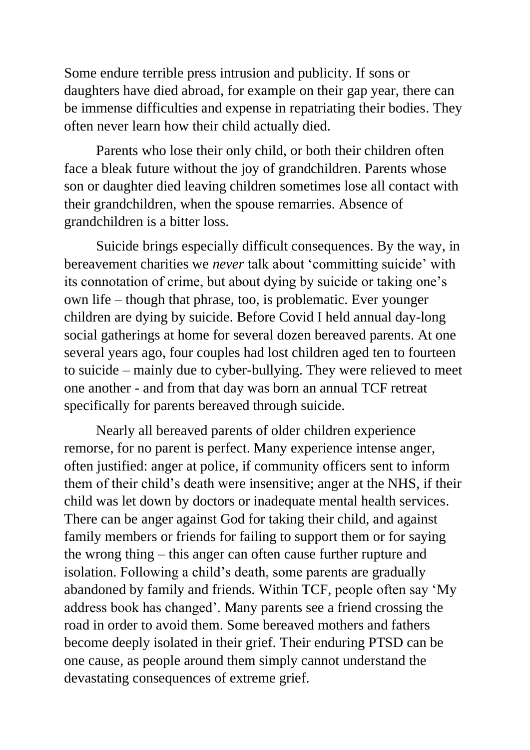Some endure terrible press intrusion and publicity. If sons or daughters have died abroad, for example on their gap year, there can be immense difficulties and expense in repatriating their bodies. They often never learn how their child actually died.

Parents who lose their only child, or both their children often face a bleak future without the joy of grandchildren. Parents whose son or daughter died leaving children sometimes lose all contact with their grandchildren, when the spouse remarries. Absence of grandchildren is a bitter loss.

Suicide brings especially difficult consequences. By the way, in bereavement charities we *never* talk about 'committing suicide' with its connotation of crime, but about dying by suicide or taking one's own life – though that phrase, too, is problematic. Ever younger children are dying by suicide. Before Covid I held annual day-long social gatherings at home for several dozen bereaved parents. At one several years ago, four couples had lost children aged ten to fourteen to suicide – mainly due to cyber-bullying. They were relieved to meet one another - and from that day was born an annual TCF retreat specifically for parents bereaved through suicide.

Nearly all bereaved parents of older children experience remorse, for no parent is perfect. Many experience intense anger, often justified: anger at police, if community officers sent to inform them of their child's death were insensitive; anger at the NHS, if their child was let down by doctors or inadequate mental health services. There can be anger against God for taking their child, and against family members or friends for failing to support them or for saying the wrong thing – this anger can often cause further rupture and isolation. Following a child's death, some parents are gradually abandoned by family and friends. Within TCF, people often say 'My address book has changed'. Many parents see a friend crossing the road in order to avoid them. Some bereaved mothers and fathers become deeply isolated in their grief. Their enduring PTSD can be one cause, as people around them simply cannot understand the devastating consequences of extreme grief.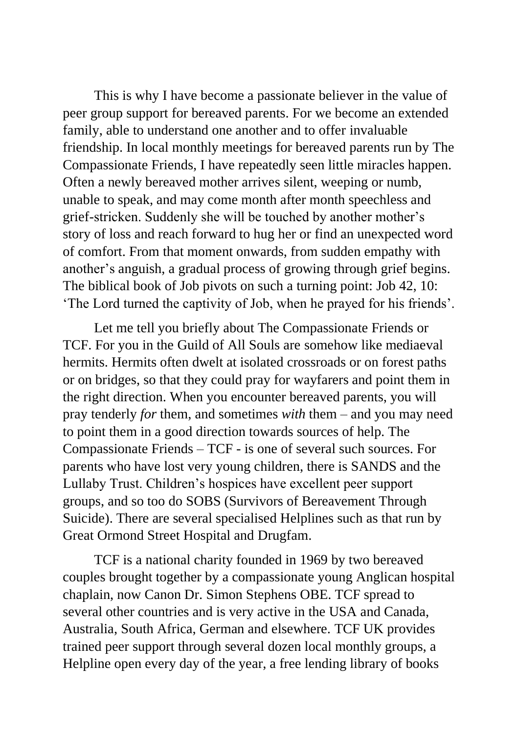This is why I have become a passionate believer in the value of peer group support for bereaved parents. For we become an extended family, able to understand one another and to offer invaluable friendship. In local monthly meetings for bereaved parents run by The Compassionate Friends, I have repeatedly seen little miracles happen. Often a newly bereaved mother arrives silent, weeping or numb, unable to speak, and may come month after month speechless and grief-stricken. Suddenly she will be touched by another mother's story of loss and reach forward to hug her or find an unexpected word of comfort. From that moment onwards, from sudden empathy with another's anguish, a gradual process of growing through grief begins. The biblical book of Job pivots on such a turning point: Job 42, 10: 'The Lord turned the captivity of Job, when he prayed for his friends'.

Let me tell you briefly about The Compassionate Friends or TCF. For you in the Guild of All Souls are somehow like mediaeval hermits. Hermits often dwelt at isolated crossroads or on forest paths or on bridges, so that they could pray for wayfarers and point them in the right direction. When you encounter bereaved parents, you will pray tenderly *for* them, and sometimes *with* them – and you may need to point them in a good direction towards sources of help. The Compassionate Friends – TCF - is one of several such sources. For parents who have lost very young children, there is SANDS and the Lullaby Trust. Children's hospices have excellent peer support groups, and so too do SOBS (Survivors of Bereavement Through Suicide). There are several specialised Helplines such as that run by Great Ormond Street Hospital and Drugfam.

TCF is a national charity founded in 1969 by two bereaved couples brought together by a compassionate young Anglican hospital chaplain, now Canon Dr. Simon Stephens OBE. TCF spread to several other countries and is very active in the USA and Canada, Australia, South Africa, German and elsewhere. TCF UK provides trained peer support through several dozen local monthly groups, a Helpline open every day of the year, a free lending library of books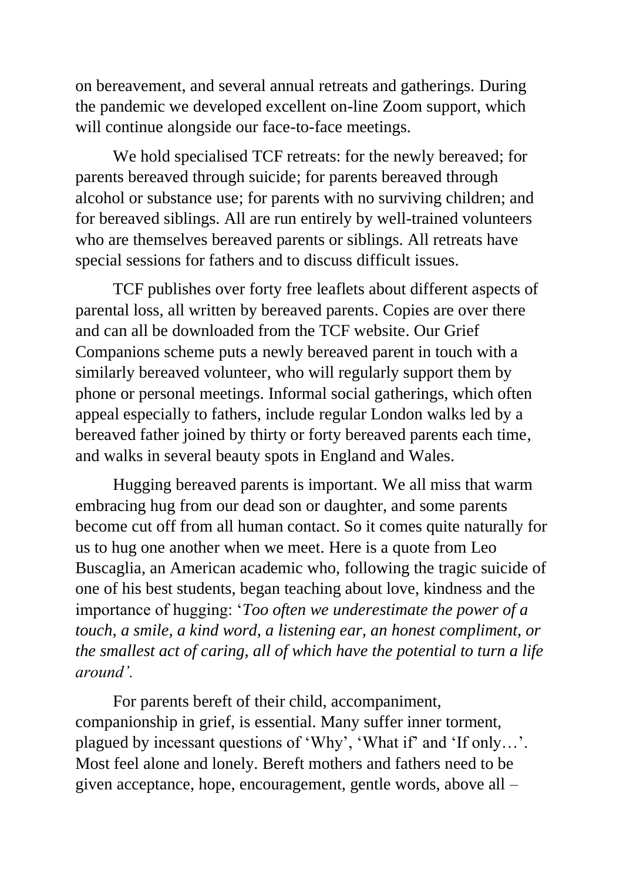on bereavement, and several annual retreats and gatherings. During the pandemic we developed excellent on-line Zoom support, which will continue alongside our face-to-face meetings.

We hold specialised TCF retreats: for the newly bereaved; for parents bereaved through suicide; for parents bereaved through alcohol or substance use; for parents with no surviving children; and for bereaved siblings. All are run entirely by well-trained volunteers who are themselves bereaved parents or siblings. All retreats have special sessions for fathers and to discuss difficult issues.

TCF publishes over forty free leaflets about different aspects of parental loss, all written by bereaved parents. Copies are over there and can all be downloaded from the TCF website. Our Grief Companions scheme puts a newly bereaved parent in touch with a similarly bereaved volunteer, who will regularly support them by phone or personal meetings. Informal social gatherings, which often appeal especially to fathers, include regular London walks led by a bereaved father joined by thirty or forty bereaved parents each time, and walks in several beauty spots in England and Wales.

Hugging bereaved parents is important. We all miss that warm embracing hug from our dead son or daughter, and some parents become cut off from all human contact. So it comes quite naturally for us to hug one another when we meet. Here is a quote from Leo Buscaglia, an American academic who, following the tragic suicide of one of his best students, began teaching about love, kindness and the importance of hugging: '*Too often we underestimate the power of a touch, a smile, a kind word, a listening ear, an honest compliment, or the smallest act of caring, all of which have the potential to turn a life around'.*

For parents bereft of their child, accompaniment, companionship in grief, is essential. Many suffer inner torment, plagued by incessant questions of 'Why', 'What if' and 'If only…'. Most feel alone and lonely. Bereft mothers and fathers need to be given acceptance, hope, encouragement, gentle words, above all –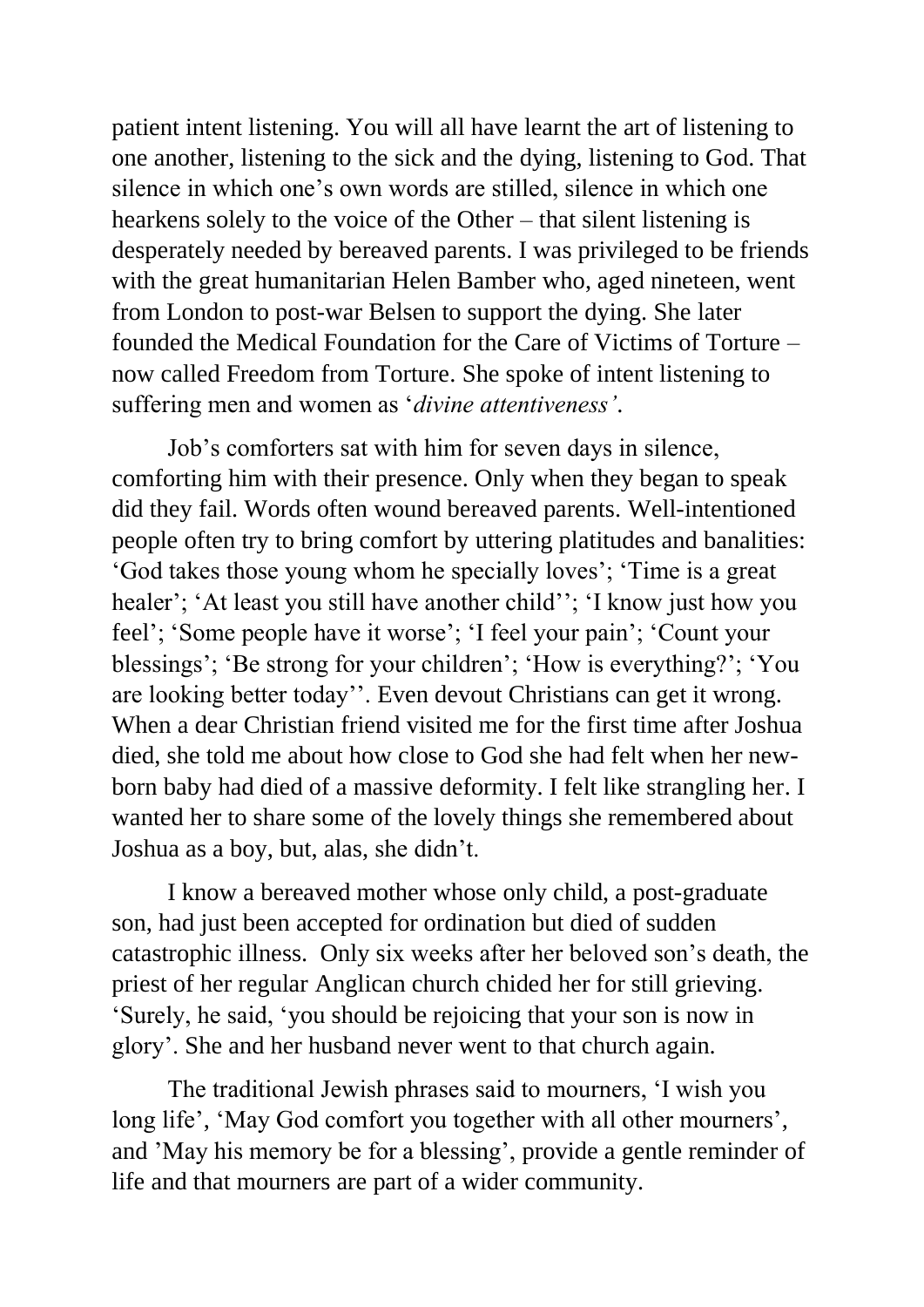patient intent listening. You will all have learnt the art of listening to one another, listening to the sick and the dying, listening to God. That silence in which one's own words are stilled, silence in which one hearkens solely to the voice of the Other – that silent listening is desperately needed by bereaved parents. I was privileged to be friends with the great humanitarian Helen Bamber who, aged nineteen, went from London to post-war Belsen to support the dying. She later founded the Medical Foundation for the Care of Victims of Torture – now called Freedom from Torture. She spoke of intent listening to suffering men and women as '*divine attentiveness'*.

Job's comforters sat with him for seven days in silence, comforting him with their presence. Only when they began to speak did they fail. Words often wound bereaved parents. Well-intentioned people often try to bring comfort by uttering platitudes and banalities: 'God takes those young whom he specially loves'; 'Time is a great healer'; 'At least you still have another child''; 'I know just how you feel'; 'Some people have it worse'; 'I feel your pain'; 'Count your blessings'; 'Be strong for your children'; 'How is everything?'; 'You are looking better today''. Even devout Christians can get it wrong. When a dear Christian friend visited me for the first time after Joshua died, she told me about how close to God she had felt when her new-born baby had died of a massive deformity. I felt like strangling her. I wanted her to share some of the lovely things she remembered about Joshua as a boy, but, alas, she didn't.

I know a bereaved mother whose only child, a post-graduate son, had just been accepted for ordination but died of sudden catastrophic illness. Only six weeks after her beloved son's death, the priest of her regular Anglican church chided her for still grieving. 'Surely, he said, 'you should be rejoicing that your son is now in glory'. She and her husband never went to that church again.

The traditional Jewish phrases said to mourners, 'I wish you long life', 'May God comfort you together with all other mourners', and 'May his memory be for a blessing', provide a gentle reminder of life and that mourners are part of a wider community.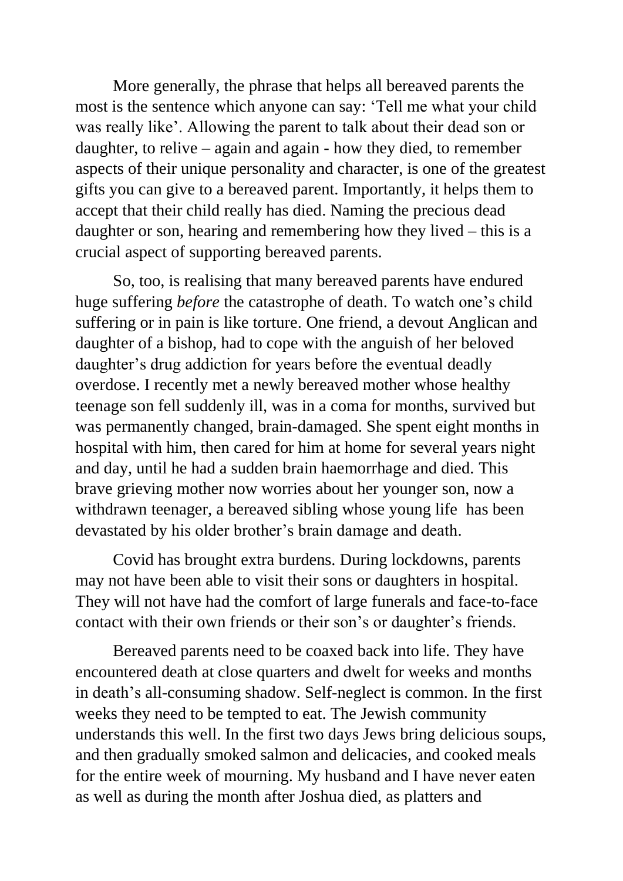More generally, the phrase that helps all bereaved parents the most is the sentence which anyone can say: 'Tell me what your child was really like'. Allowing the parent to talk about their dead son or daughter, to relive – again and again - how they died, to remember aspects of their unique personality and character, is one of the greatest gifts you can give to a bereaved parent. Importantly, it helps them to accept that their child really has died. Naming the precious dead daughter or son, hearing and remembering how they lived – this is a crucial aspect of supporting bereaved parents.

So, too, is realising that many bereaved parents have endured huge suffering *before* the catastrophe of death. To watch one's child suffering or in pain is like torture. One friend, a devout Anglican and daughter of a bishop, had to cope with the anguish of her beloved daughter's drug addiction for years before the eventual deadly overdose. I recently met a newly bereaved mother whose healthy teenage son fell suddenly ill, was in a coma for months, survived but was permanently changed, brain-damaged. She spent eight months in hospital with him, then cared for him at home for several years night and day, until he had a sudden brain haemorrhage and died. This brave grieving mother now worries about her younger son, now a withdrawn teenager, a bereaved sibling whose young life has been devastated by his older brother's brain damage and death.

Covid has brought extra burdens. During lockdowns, parents may not have been able to visit their sons or daughters in hospital. They will not have had the comfort of large funerals and face-to-face contact with their own friends or their son's or daughter's friends.

Bereaved parents need to be coaxed back into life. They have encountered death at close quarters and dwelt for weeks and months in death's all-consuming shadow. Self-neglect is common. In the first weeks they need to be tempted to eat. The Jewish community understands this well. In the first two days Jews bring delicious soups, and then gradually smoked salmon and delicacies, and cooked meals for the entire week of mourning. My husband and I have never eaten as well as during the month after Joshua died, as platters and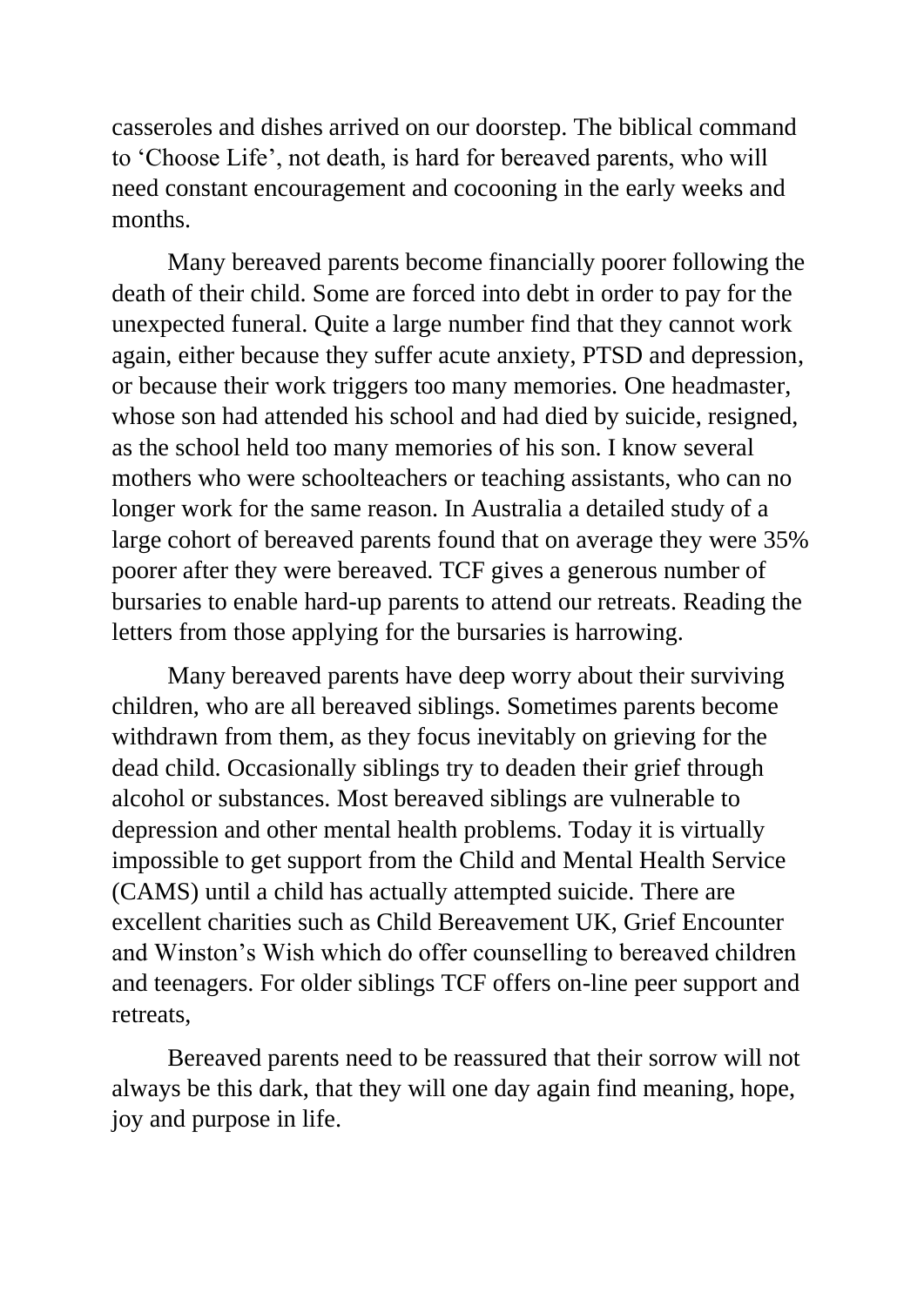casseroles and dishes arrived on our doorstep. The biblical command to 'Choose Life', not death, is hard for bereaved parents, who will need constant encouragement and cocooning in the early weeks and months.

Many bereaved parents become financially poorer following the death of their child. Some are forced into debt in order to pay for the unexpected funeral. Quite a large number find that they cannot work again, either because they suffer acute anxiety, PTSD and depression, or because their work triggers too many memories. One headmaster, whose son had attended his school and had died by suicide, resigned, as the school held too many memories of his son. I know several mothers who were schoolteachers or teaching assistants, who can no longer work for the same reason. In Australia a detailed study of a large cohort of bereaved parents found that on average they were 35% poorer after they were bereaved. TCF gives a generous number of bursaries to enable hard-up parents to attend our retreats. Reading the letters from those applying for the bursaries is harrowing.

Many bereaved parents have deep worry about their surviving children, who are all bereaved siblings. Sometimes parents become withdrawn from them, as they focus inevitably on grieving for the dead child. Occasionally siblings try to deaden their grief through alcohol or substances. Most bereaved siblings are vulnerable to depression and other mental health problems. Today it is virtually impossible to get support from the Child and Mental Health Service (CAMS) until a child has actually attempted suicide. There are excellent charities such as Child Bereavement UK, Grief Encounter and Winston's Wish which do offer counselling to bereaved children and teenagers. For older siblings TCF offers on-line peer support and retreats,

Bereaved parents need to be reassured that their sorrow will not always be this dark, that they will one day again find meaning, hope, joy and purpose in life.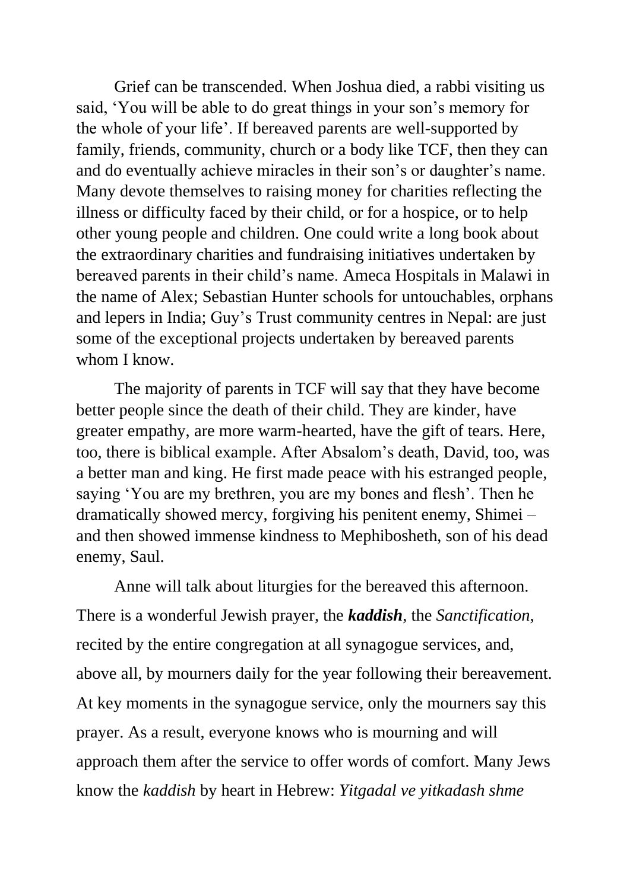Grief can be transcended. When Joshua died, a rabbi visiting us said, ‘You will be able to do great things in your son’s memory for the whole of your life’. If bereaved parents are well-supported by family, friends, community, church or a body like TCF, then they can and do eventually achieve miracles in their son’s or daughter’s name. Many devote themselves to raising money for charities reflecting the illness or difficulty faced by their child, or for a hospice, or to help other young people and children. One could write a long book about the extraordinary charities and fundraising initiatives undertaken by bereaved parents in their child’s name. Ameca Hospitals in Malawi in the name of Alex; Sebastian Hunter schools for untouchables, orphans and lepers in India; Guy’s Trust community centres in Nepal: are just some of the exceptional projects undertaken by bereaved parents whom I know.

The majority of parents in TCF will say that they have become better people since the death of their child. They are kinder, have greater empathy, are more warm-hearted, have the gift of tears. Here, too, there is biblical example. After Absalom’s death, David, too, was a better man and king. He first made peace with his estranged people, saying ‘You are my brethren, you are my bones and flesh’. Then he dramatically showed mercy, forgiving his penitent enemy, Shimei – and then showed immense kindness to Mephibosheth, son of his dead enemy, Saul.

Anne will talk about liturgies for the bereaved this afternoon. There is a wonderful Jewish prayer, the ***kaddish***, the *Sanctification*, recited by the entire congregation at all synagogue services, and, above all, by mourners daily for the year following their bereavement. At key moments in the synagogue service, only the mourners say this prayer. As a result, everyone knows who is mourning and will approach them after the service to offer words of comfort. Many Jews know the *kaddish* by heart in Hebrew: *Yitgadal ve yitkadash shme*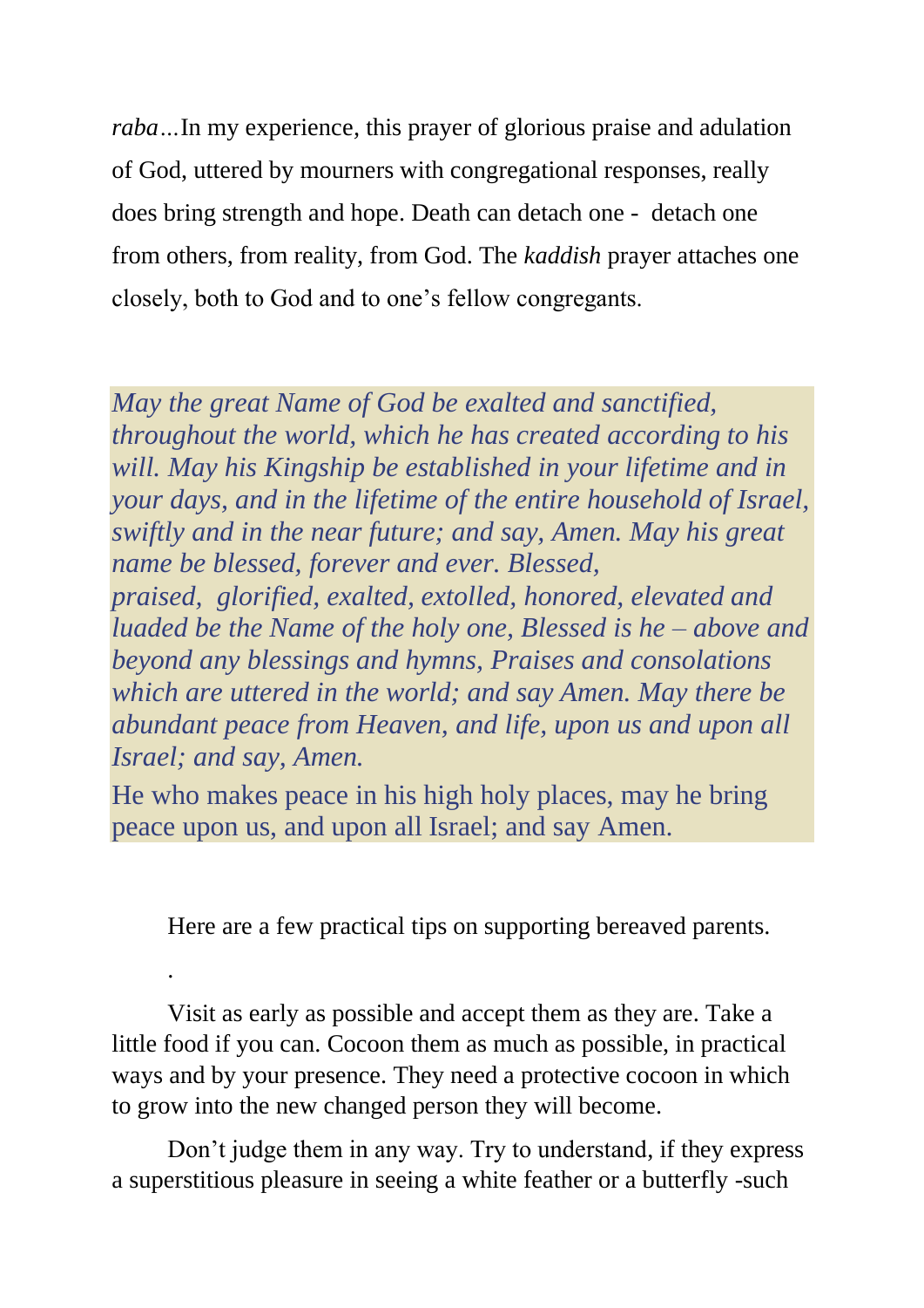*raba…*In my experience, this prayer of glorious praise and adulation of God, uttered by mourners with congregational responses, really does bring strength and hope. Death can detach one - detach one from others, from reality, from God. The *kaddish* prayer attaches one closely, both to God and to one's fellow congregants.

*May the great Name of God be exalted and sanctified, throughout the world, which he has created according to his will. May his Kingship be established in your lifetime and in your days, and in the lifetime of the entire household of Israel, swiftly and in the near future; and say, Amen. May his great name be blessed, forever and ever. Blessed, praised, glorified, exalted, extolled, honored, elevated and luaded be the Name of the holy one, Blessed is he – above and beyond any blessings and hymns, Praises and consolations which are uttered in the world; and say Amen. May there be abundant peace from Heaven, and life, upon us and upon all Israel; and say, Amen.*

He who makes peace in his high holy places, may he bring peace upon us, and upon all Israel; and say Amen.

Here are a few practical tips on supporting bereaved parents.

.

Visit as early as possible and accept them as they are. Take a little food if you can. Cocoon them as much as possible, in practical ways and by your presence. They need a protective cocoon in which to grow into the new changed person they will become.

Don't judge them in any way. Try to understand, if they express a superstitious pleasure in seeing a white feather or a butterfly -such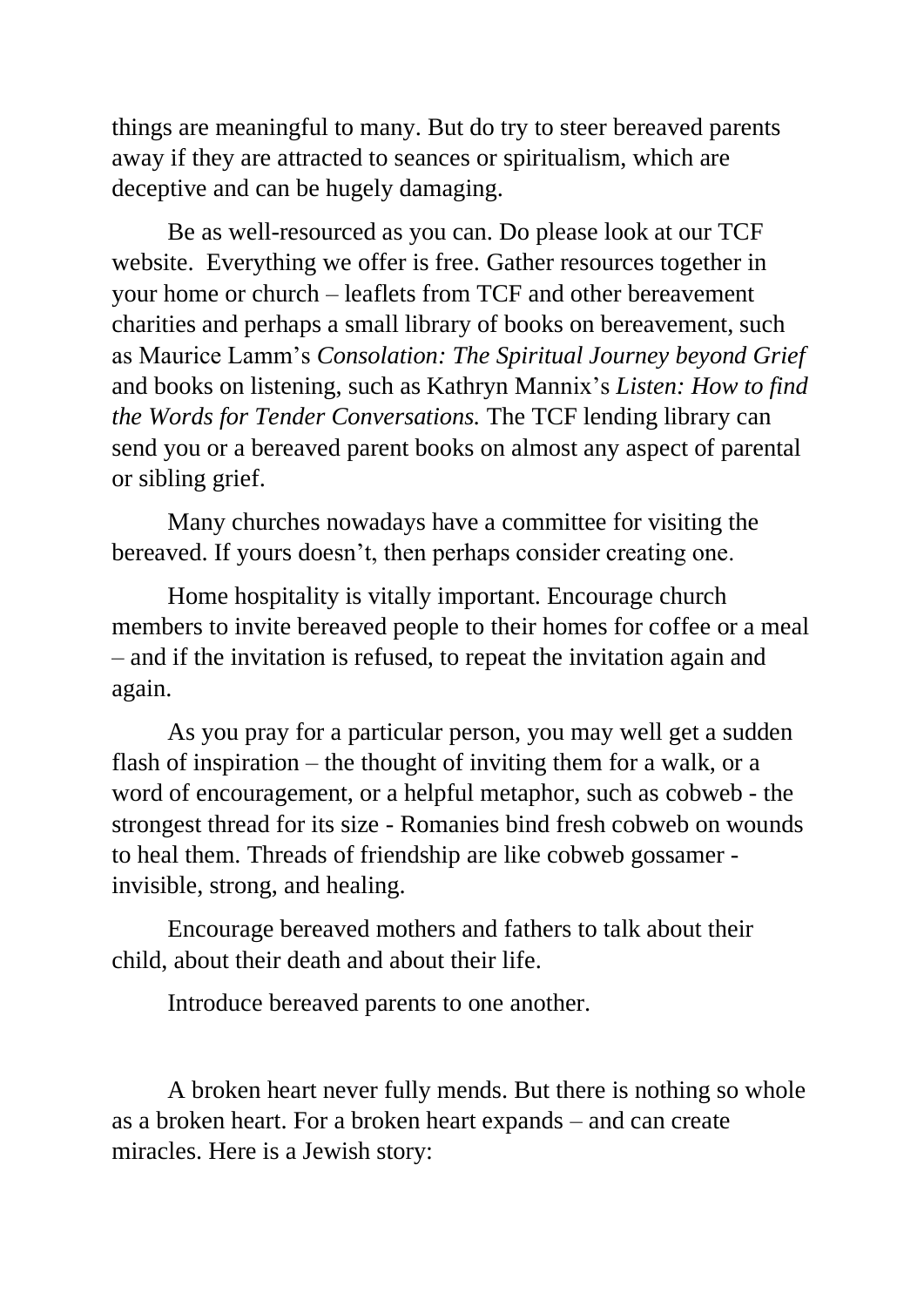things are meaningful to many. But do try to steer bereaved parents away if they are attracted to seances or spiritualism, which are deceptive and can be hugely damaging.

Be as well-resourced as you can. Do please look at our TCF website. Everything we offer is free. Gather resources together in your home or church – leaflets from TCF and other bereavement charities and perhaps a small library of books on bereavement, such as Maurice Lamm's *Consolation: The Spiritual Journey beyond Grief* and books on listening, such as Kathryn Mannix's *Listen: How to find the Words for Tender Conversations.* The TCF lending library can send you or a bereaved parent books on almost any aspect of parental or sibling grief.

Many churches nowadays have a committee for visiting the bereaved. If yours doesn't, then perhaps consider creating one.

Home hospitality is vitally important. Encourage church members to invite bereaved people to their homes for coffee or a meal – and if the invitation is refused, to repeat the invitation again and again.

As you pray for a particular person, you may well get a sudden flash of inspiration – the thought of inviting them for a walk, or a word of encouragement, or a helpful metaphor, such as cobweb - the strongest thread for its size - Romanies bind fresh cobweb on wounds to heal them. Threads of friendship are like cobweb gossamer - invisible, strong, and healing.

Encourage bereaved mothers and fathers to talk about their child, about their death and about their life.

Introduce bereaved parents to one another.

A broken heart never fully mends. But there is nothing so whole as a broken heart. For a broken heart expands – and can create miracles. Here is a Jewish story: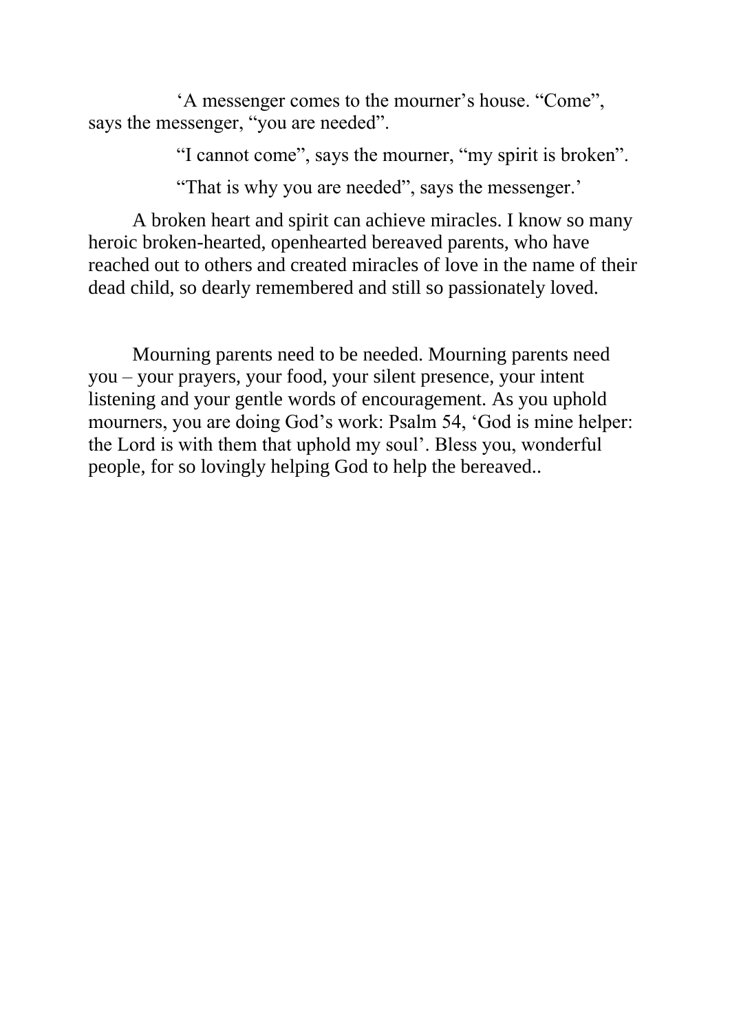'A messenger comes to the mourner's house. "Come", says the messenger, "you are needed".

"I cannot come", says the mourner, "my spirit is broken".

"That is why you are needed", says the messenger.'

A broken heart and spirit can achieve miracles. I know so many heroic broken-hearted, openhearted bereaved parents, who have reached out to others and created miracles of love in the name of their dead child, so dearly remembered and still so passionately loved.

Mourning parents need to be needed. Mourning parents need you – your prayers, your food, your silent presence, your intent listening and your gentle words of encouragement. As you uphold mourners, you are doing God's work: Psalm 54, 'God is mine helper: the Lord is with them that uphold my soul'. Bless you, wonderful people, for so lovingly helping God to help the bereaved..